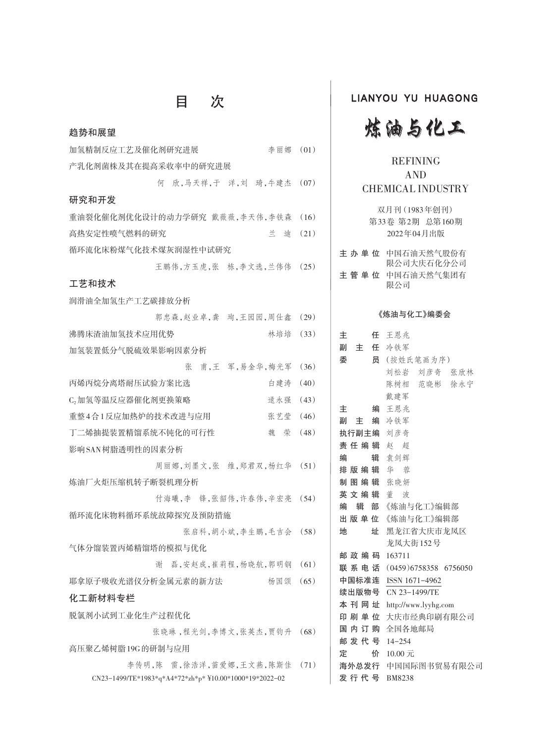# 目　次

## 趋势和展望

加氢精制反应工艺及催化剂研究进展　李丽娜（01）

产乳化剂菌株及其在提高采收率中的研究进展
何　欣，马天祥，于　洋，刘　琦，牛建杰（07）

## 研究和开发

重油裂化催化剂优化设计的动力学研究　戴薇薇，李天伟，李铁森（16）

高热安定性喷气燃料的研究　兰　迪（21）

循环流化床粉煤气化技术煤灰润湿性中试研究
王鹏伟，方玉虎，张　栋，李文选，兰伟伟（25）

## 工艺和技术

润滑油全加氢生产工艺碳排放分析
郭忠森，赵业卓，龚　珣，王园园，周仕鑫（29）

沸腾床渣油加氢技术应用优势　林培培（33）

加氢装置低分气脱硫效果影响因素分析
张　甫，王　军，易金华，梅光军（36）

丙烯丙烷分离塔耐压试验方案比选　白建涛（40）

$C_2$加氢等温反应器催化剂更换策略　逯永强（43）

重整4合1反应加热炉的技术改进与应用　张艺莹（46）

丁二烯抽提装置精馏系统不钝化的可行性　魏　荣（48）

影响SAN树脂透明性的因素分析
周丽娜，刘墨文，张　维，郑君双，杨红华（51）

炼油厂火炬压缩机转子断裂机理分析
付海曦，李　锋，张韶伟，许春伟，辛宏亮（54）

循环流化床物料循环系统故障探究及预防措施
张启科，胡小斌，李生鹏，毛吉会（58）

气体分馏装置丙烯精馏塔的模拟与优化
谢　磊，安赵成，崔莉程，杨晓航，郭明钢（61）

耶拿原子吸收光谱仪分析金属元素的新方法　杨国颂（65）

## 化工新材料专栏

脱氯剂小试到工业化生产过程优化
张晓琳，程光剑，李博文，张英杰，贾钧升（68）

高压聚乙烯树脂19G的研制与应用
李传明，陈　雷，徐浩洋，苗爱娜，王文燕，陈斯佳（71）

CN23-1499/TE*1983*q*A4*72*zh*p* ¥10.00*1000*19*2022-02

---

LIANYOU YU HUAGONG

# 炼油与化工

REFINING
AND
CHEMICAL INDUSTRY

双月刊（1983年创刊）
第33卷 第2期　总第160期
2022年04月出版

| | |
|---|---|
| 主办单位 | 中国石油天然气股份有限公司大庆石化分公司 |
| 主管单位 | 中国石油天然气集团有限公司 |

**《炼油与化工》编委会**

| | |
|---|---|
| 主　　任 | 王恩兆 |
| 副 主 任 | 冷铁军 |
| 委　　员 | （按姓氏笔画为序）刘松岩　刘彦奇　张欣林　陈树相　范晓彬　徐永宁　戴建军 |
| 主　　编 | 王恩兆 |
| 副 主 编 | 冷铁军 |
| 执行副主编 | 刘彦奇 |
| 责任编辑 | 赵　超 |
| 编　　辑 | 袁剑辉 |
| 排版编辑 | 华　蓉 |
| 制图编辑 | 张晓妍 |
| 英文编辑 | 董　波 |
| 编 辑 部 | 《炼油与化工》编辑部 |
| 出版单位 | 《炼油与化工》编辑部 |
| 地　　址 | 黑龙江省大庆市龙凤区龙凤大街152号 |
| 邮政编码 | 163711 |
| 联系电话 | （0459）6758358　6756050 |
| 中国标准连 | ISSN 1671-4962 |
| 续出版物号 | CN 23-1499/TE |
| 本刊网址 | http://www.lyyhg.com |
| 印刷单位 | 大庆市经典印刷有限公司 |
| 国内订购 | 全国各地邮局 |
| 邮发代号 | 14-254 |
| 定　　价 | 10.00 元 |
| 海外总发行 | 中国国际图书贸易有限公司 |
| 发行代号 | BM8238 |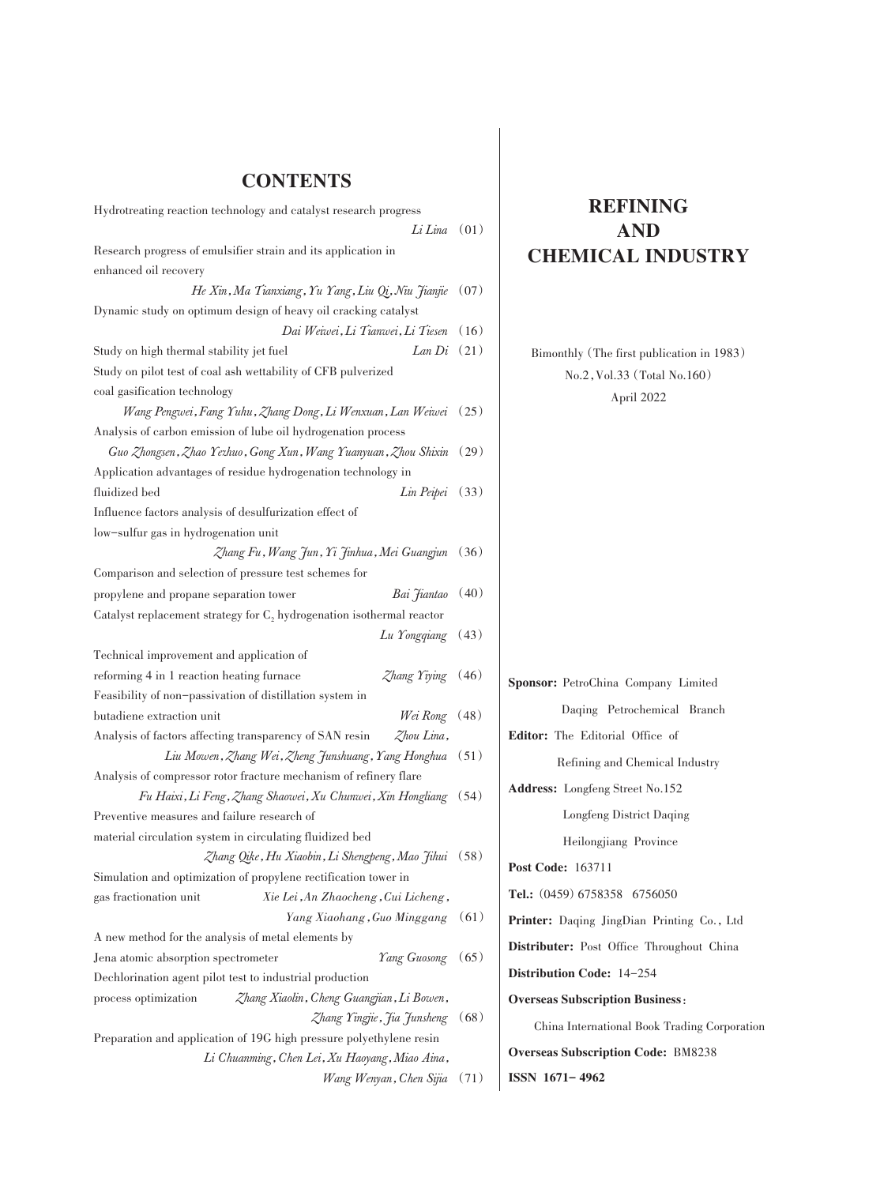# CONTENTS

Hydrotreating reaction technology and catalyst research progress
*Li Lina* (01)

Research progress of emulsifier strain and its application in enhanced oil recovery
*He Xin, Ma Tianxiang, Yu Yang, Liu Qi, Niu Jianjie* (07)

Dynamic study on optimum design of heavy oil cracking catalyst
*Dai Weiwei, Li Tianwei, Li Tiesen* (16)

Study on high thermal stability jet fuel
*Lan Di* (21)

Study on pilot test of coal ash wettability of CFB pulverized coal gasification technology
*Wang Pengwei, Fang Yuhu, Zhang Dong, Li Wenxuan, Lan Weiwei* (25)

Analysis of carbon emission of lube oil hydrogenation process
*Guo Zhongsen, Zhao Yezhuo, Gong Xun, Wang Yuanyuan, Zhou Shixin* (29)

Application advantages of residue hydrogenation technology in fluidized bed
*Lin Peipei* (33)

Influence factors analysis of desulfurization effect of low-sulfur gas in hydrogenation unit
*Zhang Fu, Wang Jun, Yi Jinhua, Mei Guangjun* (36)

Comparison and selection of pressure test schemes for propylene and propane separation tower
*Bai Jiantao* (40)

Catalyst replacement strategy for $C_2$ hydrogenation isothermal reactor
*Lu Yongqiang* (43)

Technical improvement and application of reforming 4 in 1 reaction heating furnace
*Zhang Yiying* (46)

Feasibility of non-passivation of distillation system in butadiene extraction unit
*Wei Rong* (48)

Analysis of factors affecting transparency of SAN resin
*Zhou Lina, Liu Mowen, Zhang Wei, Zheng Junshuang, Yang Honghua* (51)

Analysis of compressor rotor fracture mechanism of refinery flare
*Fu Haixi, Li Feng, Zhang Shaowei, Xu Chunwei, Xin Hongliang* (54)

Preventive measures and failure research of material circulation system in circulating fluidized bed
*Zhang Qike, Hu Xiaobin, Li Shengpeng, Mao Jihui* (58)

Simulation and optimization of propylene rectification tower in gas fractionation unit
*Xie Lei, An Zhaocheng, Cui Licheng, Yang Xiaohang, Guo Minggang* (61)

A new method for the analysis of metal elements by Jena atomic absorption spectrometer
*Yang Guosong* (65)

Dechlorination agent pilot test to industrial production process optimization
*Zhang Xiaolin, Cheng Guangjian, Li Bowen, Zhang Yingjie, Jia Junsheng* (68)

Preparation and application of 19G high pressure polyethylene resin
*Li Chuanming, Chen Lei, Xu Haoyang, Miao Aina, Wang Wenyan, Chen Sijia* (71)

# REFINING AND CHEMICAL INDUSTRY

Bimonthly (The first publication in 1983)
No.2, Vol.33 (Total No.160)
April 2022

**Sponsor:** PetroChina Company Limited Daqing Petrochemical Branch

**Editor:** The Editorial Office of Refining and Chemical Industry

**Address:** Longfeng Street No.152 Longfeng District Daqing Heilongjiang Province

**Post Code:** 163711

**Tel.:** (0459) 6758358 6756050

**Printer:** Daqing JingDian Printing Co., Ltd

**Distributer:** Post Office Throughout China

**Distribution Code:** 14-254

**Overseas Subscription Business:** China International Book Trading Corporation

**Overseas Subscription Code:** BM8238

**ISSN 1671- 4962**